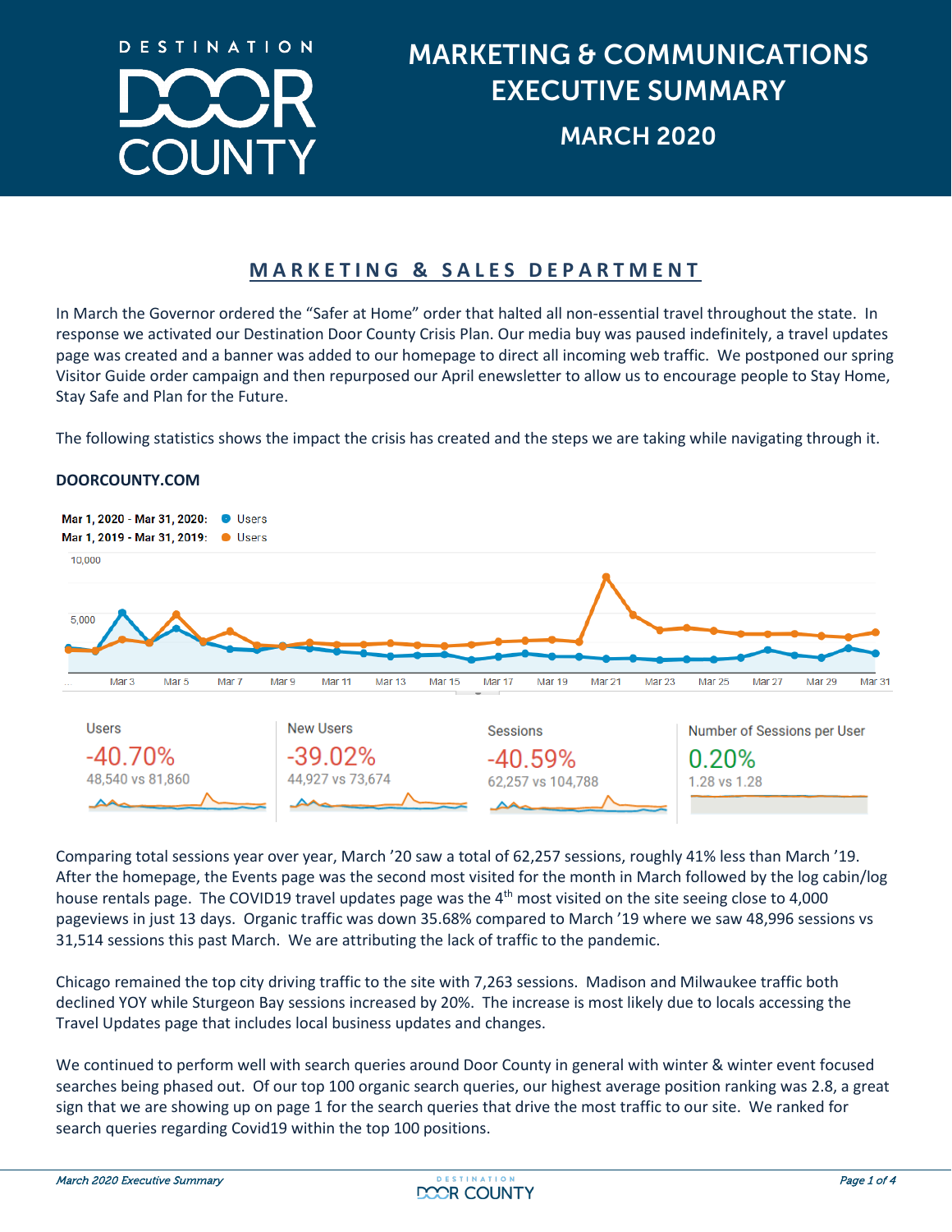# MARKETING & COMMUNICATIONS EXECUTIVE SUMMARY

## MARCH 2020

## MARKETING & SALES DEPARTMENT

In March the Governor ordered the "Safer at Home" order that halted all non-essential travel throughout the state. In response we activated our Destination Door County Crisis Plan. Our media buy was paused indefinitely, a travel updates page was created and a banner was added to our homepage to direct all incoming web traffic. We postponed our spring Visitor Guide order campaign and then repurposed our April enewsletter to allow us to encourage people to Stay Home, Stay Safe and Plan for the Future.

The following statistics shows the impact the crisis has created and the steps we are taking while navigating through it.

### DOORCOUNTY.COM

Mar 1, 2020 - Mar 31, 2020: Users
Mar 1, 2019 - Mar 31, 2019: Users

| Users | New Users | Sessions | Number of Sessions per User |
|---|---|---|---|
| -40.70% | -39.02% | -40.59% | 0.20% |
| 48,540 vs 81,860 | 44,927 vs 73,674 | 62,257 vs 104,788 | 1.28 vs 1.28 |

Comparing total sessions year over year, March '20 saw a total of 62,257 sessions, roughly 41% less than March '19. After the homepage, the Events page was the second most visited for the month in March followed by the log cabin/log house rentals page. The COVID19 travel updates page was the 4th most visited on the site seeing close to 4,000 pageviews in just 13 days. Organic traffic was down 35.68% compared to March '19 where we saw 48,996 sessions vs 31,514 sessions this past March. We are attributing the lack of traffic to the pandemic.

Chicago remained the top city driving traffic to the site with 7,263 sessions. Madison and Milwaukee traffic both declined YOY while Sturgeon Bay sessions increased by 20%. The increase is most likely due to locals accessing the Travel Updates page that includes local business updates and changes.

We continued to perform well with search queries around Door County in general with winter & winter event focused searches being phased out. Of our top 100 organic search queries, our highest average position ranking was 2.8, a great sign that we are showing up on page 1 for the search queries that drive the most traffic to our site. We ranked for search queries regarding Covid19 within the top 100 positions.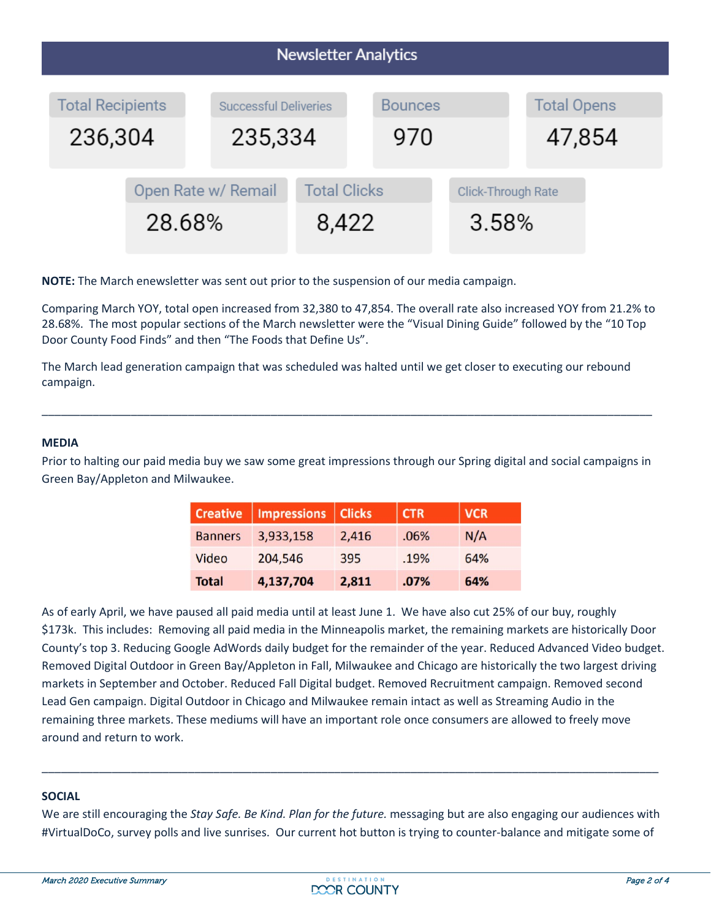## Newsletter Analytics

| Total Recipients | Successful Deliveries | Bounces | Total Opens |
|---|---|---|---|
| 236,304 | 235,334 | 970 | 47,854 |

| Open Rate w/ Remail | Total Clicks | Click-Through Rate |
|---|---|---|
| 28.68% | 8,422 | 3.58% |

**NOTE:** The March enewsletter was sent out prior to the suspension of our media campaign.

Comparing March YOY, total open increased from 32,380 to 47,854. The overall rate also increased YOY from 21.2% to 28.68%. The most popular sections of the March newsletter were the "Visual Dining Guide" followed by the "10 Top Door County Food Finds" and then "The Foods that Define Us".

The March lead generation campaign that was scheduled was halted until we get closer to executing our rebound campaign.

---

**MEDIA**

Prior to halting our paid media buy we saw some great impressions through our Spring digital and social campaigns in Green Bay/Appleton and Milwaukee.

| Creative | Impressions | Clicks | CTR | VCR |
|---|---|---|---|---|
| Banners | 3,933,158 | 2,416 | .06% | N/A |
| Video | 204,546 | 395 | .19% | 64% |
| **Total** | **4,137,704** | **2,811** | **.07%** | **64%** |

As of early April, we have paused all paid media until at least June 1. We have also cut 25% of our buy, roughly $173k. This includes: Removing all paid media in the Minneapolis market, the remaining markets are historically Door County's top 3. Reducing Google AdWords daily budget for the remainder of the year. Reduced Advanced Video budget. Removed Digital Outdoor in Green Bay/Appleton in Fall, Milwaukee and Chicago are historically the two largest driving markets in September and October. Reduced Fall Digital budget. Removed Recruitment campaign. Removed second Lead Gen campaign. Digital Outdoor in Chicago and Milwaukee remain intact as well as Streaming Audio in the remaining three markets. These mediums will have an important role once consumers are allowed to freely move around and return to work.

---

**SOCIAL**

We are still encouraging the *Stay Safe. Be Kind. Plan for the future.* messaging but are also engaging our audiences with #VirtualDoCo, survey polls and live sunrises. Our current hot button is trying to counter-balance and mitigate some of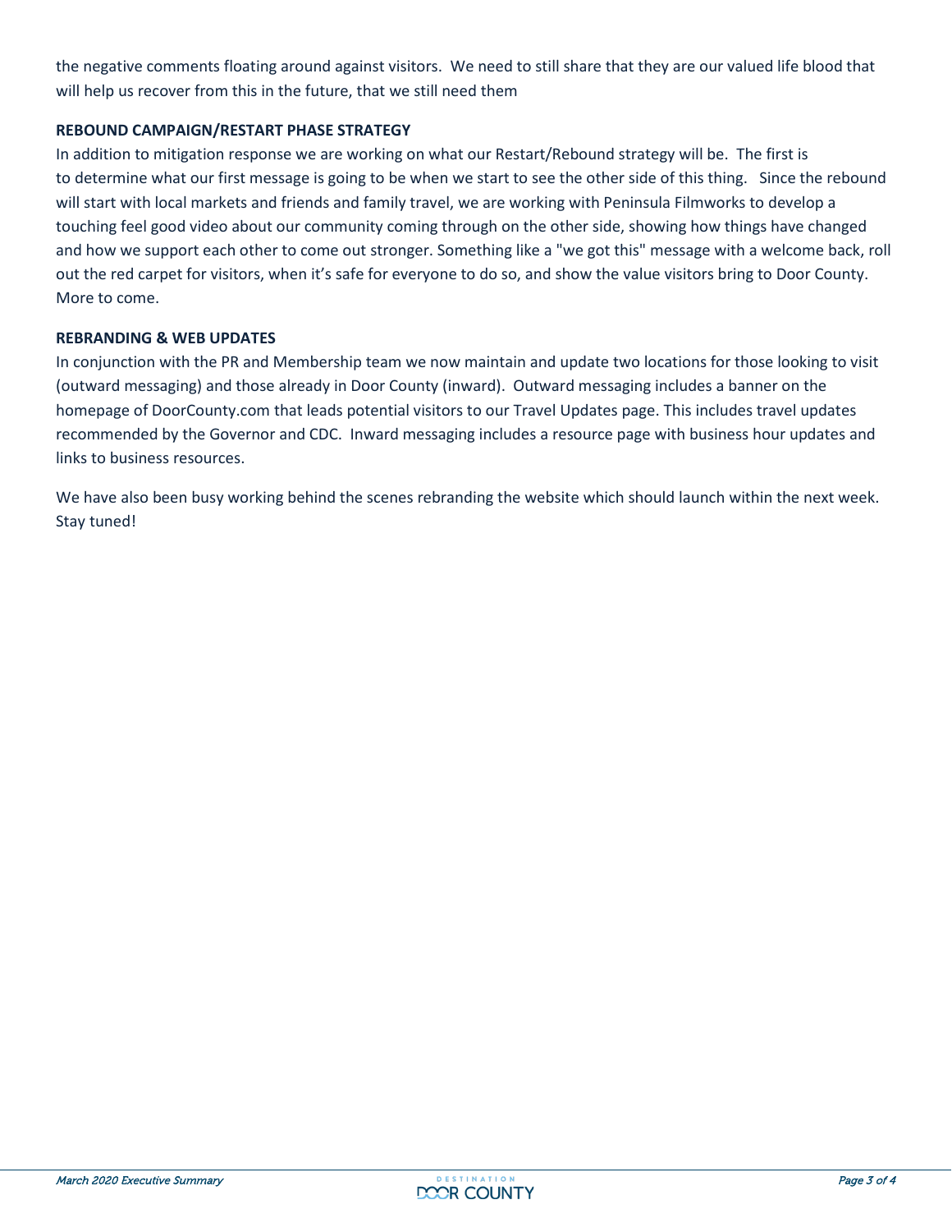the negative comments floating around against visitors. We need to still share that they are our valued life blood that will help us recover from this in the future, that we still need them

**REBOUND CAMPAIGN/RESTART PHASE STRATEGY**

In addition to mitigation response we are working on what our Restart/Rebound strategy will be. The first is to determine what our first message is going to be when we start to see the other side of this thing. Since the rebound will start with local markets and friends and family travel, we are working with Peninsula Filmworks to develop a touching feel good video about our community coming through on the other side, showing how things have changed and how we support each other to come out stronger. Something like a "we got this" message with a welcome back, roll out the red carpet for visitors, when it's safe for everyone to do so, and show the value visitors bring to Door County. More to come.

**REBRANDING & WEB UPDATES**

In conjunction with the PR and Membership team we now maintain and update two locations for those looking to visit (outward messaging) and those already in Door County (inward). Outward messaging includes a banner on the homepage of DoorCounty.com that leads potential visitors to our Travel Updates page. This includes travel updates recommended by the Governor and CDC. Inward messaging includes a resource page with business hour updates and links to business resources.

We have also been busy working behind the scenes rebranding the website which should launch within the next week. Stay tuned!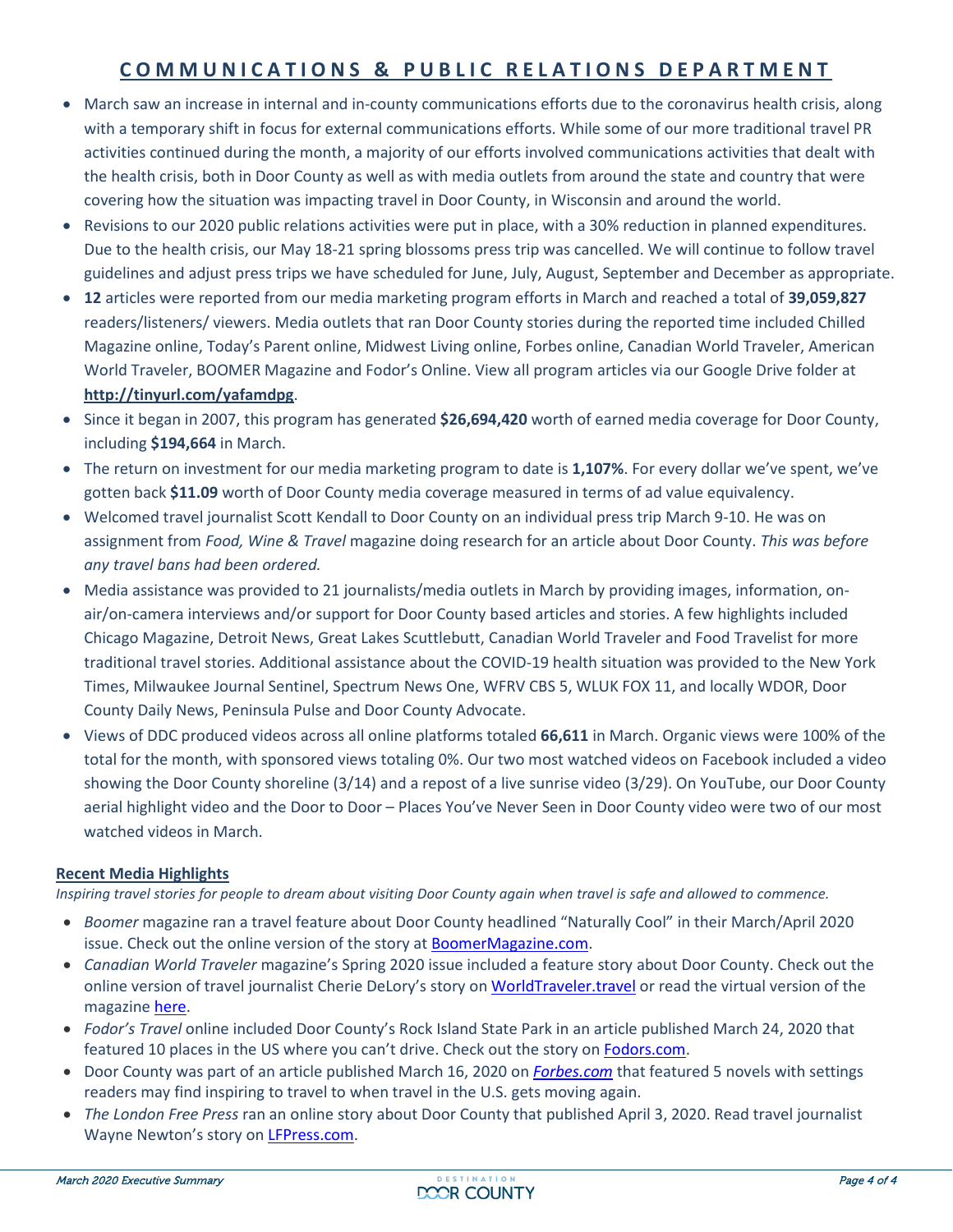## COMMUNICATIONS & PUBLIC RELATIONS DEPARTMENT

- March saw an increase in internal and in-county communications efforts due to the coronavirus health crisis, along with a temporary shift in focus for external communications efforts. While some of our more traditional travel PR activities continued during the month, a majority of our efforts involved communications activities that dealt with the health crisis, both in Door County as well as with media outlets from around the state and country that were covering how the situation was impacting travel in Door County, in Wisconsin and around the world.
- Revisions to our 2020 public relations activities were put in place, with a 30% reduction in planned expenditures. Due to the health crisis, our May 18-21 spring blossoms press trip was cancelled. We will continue to follow travel guidelines and adjust press trips we have scheduled for June, July, August, September and December as appropriate.
- **12** articles were reported from our media marketing program efforts in March and reached a total of **39,059,827** readers/listeners/ viewers. Media outlets that ran Door County stories during the reported time included Chilled Magazine online, Today's Parent online, Midwest Living online, Forbes online, Canadian World Traveler, American World Traveler, BOOMER Magazine and Fodor's Online. View all program articles via our Google Drive folder at **http://tinyurl.com/yafamdpg**.
- Since it began in 2007, this program has generated **$26,694,420** worth of earned media coverage for Door County, including **$194,664** in March.
- The return on investment for our media marketing program to date is **1,107%**. For every dollar we've spent, we've gotten back **$11.09** worth of Door County media coverage measured in terms of ad value equivalency.
- Welcomed travel journalist Scott Kendall to Door County on an individual press trip March 9-10. He was on assignment from *Food, Wine & Travel* magazine doing research for an article about Door County. *This was before any travel bans had been ordered.*
- Media assistance was provided to 21 journalists/media outlets in March by providing images, information, on-air/on-camera interviews and/or support for Door County based articles and stories. A few highlights included Chicago Magazine, Detroit News, Great Lakes Scuttlebutt, Canadian World Traveler and Food Travelist for more traditional travel stories. Additional assistance about the COVID-19 health situation was provided to the New York Times, Milwaukee Journal Sentinel, Spectrum News One, WFRV CBS 5, WLUK FOX 11, and locally WDOR, Door County Daily News, Peninsula Pulse and Door County Advocate.
- Views of DDC produced videos across all online platforms totaled **66,611** in March. Organic views were 100% of the total for the month, with sponsored views totaling 0%. Our two most watched videos on Facebook included a video showing the Door County shoreline (3/14) and a repost of a live sunrise video (3/29). On YouTube, our Door County aerial highlight video and the Door to Door – Places You've Never Seen in Door County video were two of our most watched videos in March.

### Recent Media Highlights

*Inspiring travel stories for people to dream about visiting Door County again when travel is safe and allowed to commence.*

- *Boomer* magazine ran a travel feature about Door County headlined "Naturally Cool" in their March/April 2020 issue. Check out the online version of the story at BoomerMagazine.com.
- *Canadian World Traveler* magazine's Spring 2020 issue included a feature story about Door County. Check out the online version of travel journalist Cherie DeLory's story on WorldTraveler.travel or read the virtual version of the magazine here.
- *Fodor's Travel* online included Door County's Rock Island State Park in an article published March 24, 2020 that featured 10 places in the US where you can't drive. Check out the story on Fodors.com.
- Door County was part of an article published March 16, 2020 on *Forbes.com* that featured 5 novels with settings readers may find inspiring to travel to when travel in the U.S. gets moving again.
- *The London Free Press* ran an online story about Door County that published April 3, 2020. Read travel journalist Wayne Newton's story on LFPress.com.